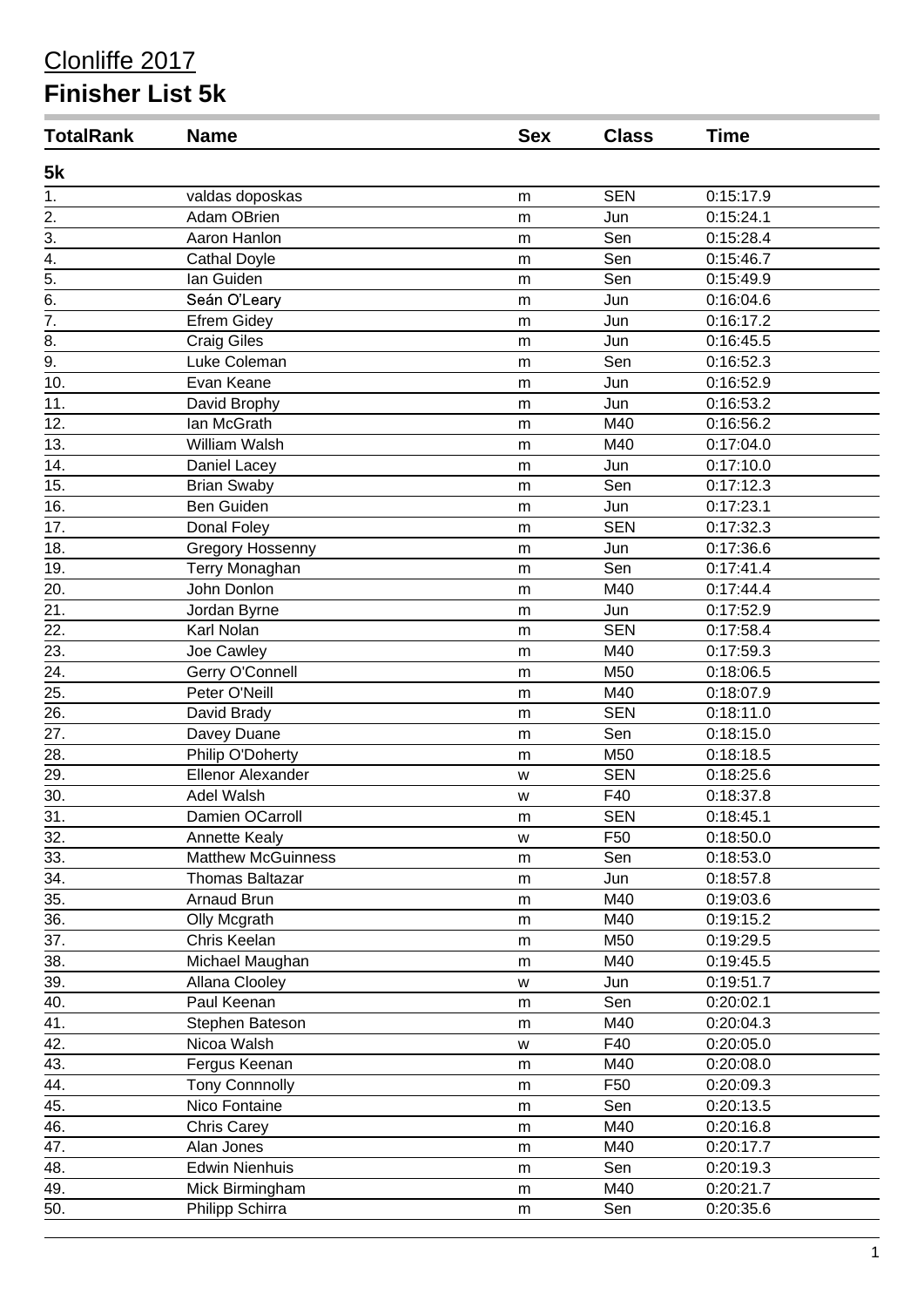# Clonliffe 2017

## Finisher List 5k

| TotalRank | Name | Sex | Class | Time |
|---|---|---|---|---|
| **5k** | | | | |
| 1. | valdas doposkas | m | SEN | 0:15:17.9 |
| 2. | Adam OBrien | m | Jun | 0:15:24.1 |
| 3. | Aaron Hanlon | m | Sen | 0:15:28.4 |
| 4. | Cathal Doyle | m | Sen | 0:15:46.7 |
| 5. | Ian Guiden | m | Sen | 0:15:49.9 |
| 6. | Seán O'Leary | m | Jun | 0:16:04.6 |
| 7. | Efrem Gidey | m | Jun | 0:16:17.2 |
| 8. | Craig Giles | m | Jun | 0:16:45.5 |
| 9. | Luke Coleman | m | Sen | 0:16:52.3 |
| 10. | Evan Keane | m | Jun | 0:16:52.9 |
| 11. | David Brophy | m | Jun | 0:16:53.2 |
| 12. | Ian McGrath | m | M40 | 0:16:56.2 |
| 13. | William Walsh | m | M40 | 0:17:04.0 |
| 14. | Daniel Lacey | m | Jun | 0:17:10.0 |
| 15. | Brian Swaby | m | Sen | 0:17:12.3 |
| 16. | Ben Guiden | m | Jun | 0:17:23.1 |
| 17. | Donal Foley | m | SEN | 0:17:32.3 |
| 18. | Gregory Hossenny | m | Jun | 0:17:36.6 |
| 19. | Terry Monaghan | m | Sen | 0:17:41.4 |
| 20. | John Donlon | m | M40 | 0:17:44.4 |
| 21. | Jordan Byrne | m | Jun | 0:17:52.9 |
| 22. | Karl Nolan | m | SEN | 0:17:58.4 |
| 23. | Joe Cawley | m | M40 | 0:17:59.3 |
| 24. | Gerry O'Connell | m | M50 | 0:18:06.5 |
| 25. | Peter O'Neill | m | M40 | 0:18:07.9 |
| 26. | David Brady | m | SEN | 0:18:11.0 |
| 27. | Davey Duane | m | Sen | 0:18:15.0 |
| 28. | Philip O'Doherty | m | M50 | 0:18:18.5 |
| 29. | Ellenor Alexander | w | SEN | 0:18:25.6 |
| 30. | Adel Walsh | w | F40 | 0:18:37.8 |
| 31. | Damien OCarroll | m | SEN | 0:18:45.1 |
| 32. | Annette Kealy | w | F50 | 0:18:50.0 |
| 33. | Matthew McGuinness | m | Sen | 0:18:53.0 |
| 34. | Thomas Baltazar | m | Jun | 0:18:57.8 |
| 35. | Arnaud Brun | m | M40 | 0:19:03.6 |
| 36. | Olly Mcgrath | m | M40 | 0:19:15.2 |
| 37. | Chris Keelan | m | M50 | 0:19:29.5 |
| 38. | Michael Maughan | m | M40 | 0:19:45.5 |
| 39. | Allana Clooley | w | Jun | 0:19:51.7 |
| 40. | Paul Keenan | m | Sen | 0:20:02.1 |
| 41. | Stephen Bateson | m | M40 | 0:20:04.3 |
| 42. | Nicoa Walsh | w | F40 | 0:20:05.0 |
| 43. | Fergus Keenan | m | M40 | 0:20:08.0 |
| 44. | Tony Connnolly | m | F50 | 0:20:09.3 |
| 45. | Nico Fontaine | m | Sen | 0:20:13.5 |
| 46. | Chris Carey | m | M40 | 0:20:16.8 |
| 47. | Alan Jones | m | M40 | 0:20:17.7 |
| 48. | Edwin Nienhuis | m | Sen | 0:20:19.3 |
| 49. | Mick Birmingham | m | M40 | 0:20:21.7 |
| 50. | Philipp Schirra | m | Sen | 0:20:35.6 |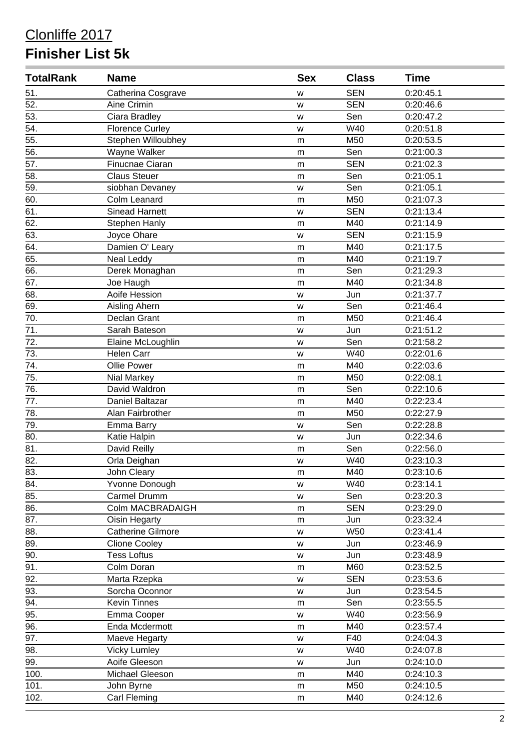# Clonliffe 2017

## Finisher List 5k

| TotalRank | Name | Sex | Class | Time |
|---|---|---|---|---|
| 51. | Catherina Cosgrave | w | SEN | 0:20:45.1 |
| 52. | Aine Crimin | w | SEN | 0:20:46.6 |
| 53. | Ciara Bradley | w | Sen | 0:20:47.2 |
| 54. | Florence Curley | w | W40 | 0:20:51.8 |
| 55. | Stephen Willoubhey | m | M50 | 0:20:53.5 |
| 56. | Wayne Walker | m | Sen | 0:21:00.3 |
| 57. | Finucnae Ciaran | m | SEN | 0:21:02.3 |
| 58. | Claus Steuer | m | Sen | 0:21:05.1 |
| 59. | siobhan Devaney | w | Sen | 0:21:05.1 |
| 60. | Colm Leanard | m | M50 | 0:21:07.3 |
| 61. | Sinead Harnett | w | SEN | 0:21:13.4 |
| 62. | Stephen Hanly | m | M40 | 0:21:14.9 |
| 63. | Joyce Ohare | w | SEN | 0:21:15.9 |
| 64. | Damien O' Leary | m | M40 | 0:21:17.5 |
| 65. | Neal Leddy | m | M40 | 0:21:19.7 |
| 66. | Derek Monaghan | m | Sen | 0:21:29.3 |
| 67. | Joe Haugh | m | M40 | 0:21:34.8 |
| 68. | Aoife Hession | w | Jun | 0:21:37.7 |
| 69. | Aisling Ahern | w | Sen | 0:21:46.4 |
| 70. | Declan Grant | m | M50 | 0:21:46.4 |
| 71. | Sarah Bateson | w | Jun | 0:21:51.2 |
| 72. | Elaine McLoughlin | w | Sen | 0:21:58.2 |
| 73. | Helen Carr | w | W40 | 0:22:01.6 |
| 74. | Ollie Power | m | M40 | 0:22:03.6 |
| 75. | Nial Markey | m | M50 | 0:22:08.1 |
| 76. | David Waldron | m | Sen | 0:22:10.6 |
| 77. | Daniel Baltazar | m | M40 | 0:22:23.4 |
| 78. | Alan Fairbrother | m | M50 | 0:22:27.9 |
| 79. | Emma Barry | w | Sen | 0:22:28.8 |
| 80. | Katie Halpin | w | Jun | 0:22:34.6 |
| 81. | David Reilly | m | Sen | 0:22:56.0 |
| 82. | Orla Deighan | w | W40 | 0:23:10.3 |
| 83. | John Cleary | m | M40 | 0:23:10.6 |
| 84. | Yvonne Donough | w | W40 | 0:23:14.1 |
| 85. | Carmel Drumm | w | Sen | 0:23:20.3 |
| 86. | Colm MACBRADAIGH | m | SEN | 0:23:29.0 |
| 87. | Oisin Hegarty | m | Jun | 0:23:32.4 |
| 88. | Catherine Gilmore | w | W50 | 0:23:41.4 |
| 89. | Clione Cooley | w | Jun | 0:23:46.9 |
| 90. | Tess Loftus | w | Jun | 0:23:48.9 |
| 91. | Colm Doran | m | M60 | 0:23:52.5 |
| 92. | Marta Rzepka | w | SEN | 0:23:53.6 |
| 93. | Sorcha Oconnor | w | Jun | 0:23:54.5 |
| 94. | Kevin Tinnes | m | Sen | 0:23:55.5 |
| 95. | Emma Cooper | w | W40 | 0:23:56.9 |
| 96. | Enda Mcdermott | m | M40 | 0:23:57.4 |
| 97. | Maeve Hegarty | w | F40 | 0:24:04.3 |
| 98. | Vicky Lumley | w | W40 | 0:24:07.8 |
| 99. | Aoife Gleeson | w | Jun | 0:24:10.0 |
| 100. | Michael Gleeson | m | M40 | 0:24:10.3 |
| 101. | John Byrne | m | M50 | 0:24:10.5 |
| 102. | Carl Fleming | m | M40 | 0:24:12.6 |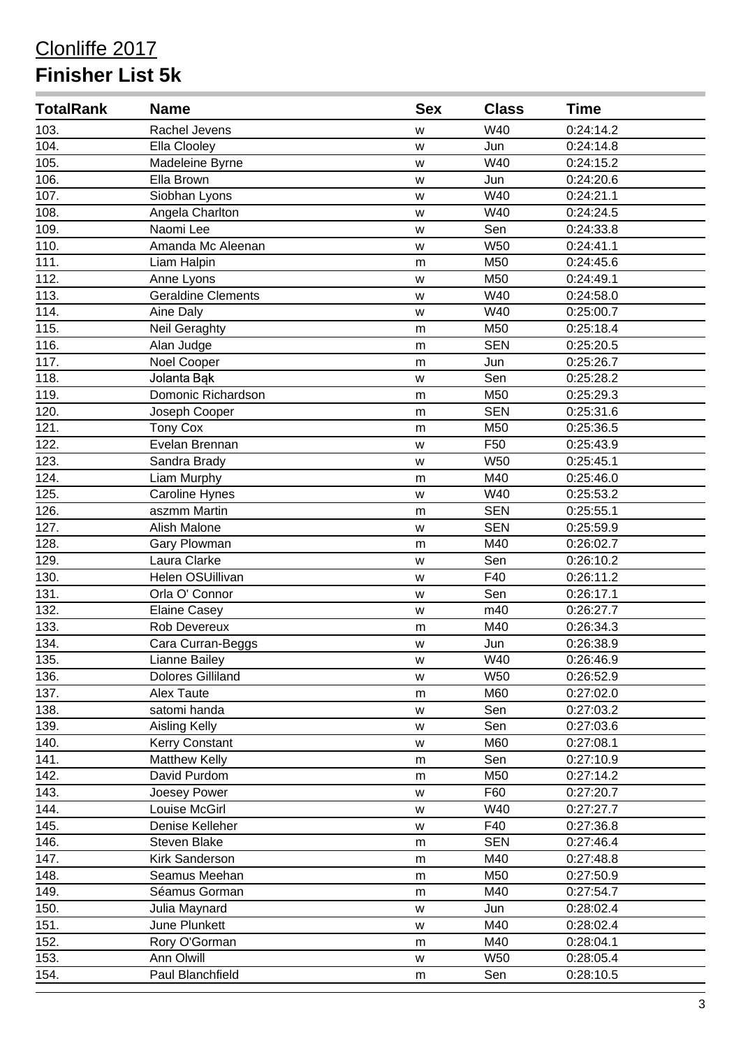# Clonliffe 2017

## Finisher List 5k

| TotalRank | Name | Sex | Class | Time |
|---|---|---|---|---|
| 103. | Rachel Jevens | w | W40 | 0:24:14.2 |
| 104. | Ella Clooley | w | Jun | 0:24:14.8 |
| 105. | Madeleine Byrne | w | W40 | 0:24:15.2 |
| 106. | Ella Brown | w | Jun | 0:24:20.6 |
| 107. | Siobhan Lyons | w | W40 | 0:24:21.1 |
| 108. | Angela Charlton | w | W40 | 0:24:24.5 |
| 109. | Naomi Lee | w | Sen | 0:24:33.8 |
| 110. | Amanda Mc Aleenan | w | W50 | 0:24:41.1 |
| 111. | Liam Halpin | m | M50 | 0:24:45.6 |
| 112. | Anne Lyons | w | M50 | 0:24:49.1 |
| 113. | Geraldine Clements | w | W40 | 0:24:58.0 |
| 114. | Aine Daly | w | W40 | 0:25:00.7 |
| 115. | Neil Geraghty | m | M50 | 0:25:18.4 |
| 116. | Alan Judge | m | SEN | 0:25:20.5 |
| 117. | Noel Cooper | m | Jun | 0:25:26.7 |
| 118. | Jolanta Bąk | w | Sen | 0:25:28.2 |
| 119. | Domonic Richardson | m | M50 | 0:25:29.3 |
| 120. | Joseph Cooper | m | SEN | 0:25:31.6 |
| 121. | Tony Cox | m | M50 | 0:25:36.5 |
| 122. | Evelan Brennan | w | F50 | 0:25:43.9 |
| 123. | Sandra Brady | w | W50 | 0:25:45.1 |
| 124. | Liam Murphy | m | M40 | 0:25:46.0 |
| 125. | Caroline Hynes | w | W40 | 0:25:53.2 |
| 126. | aszmm Martin | m | SEN | 0:25:55.1 |
| 127. | Alish Malone | w | SEN | 0:25:59.9 |
| 128. | Gary Plowman | m | M40 | 0:26:02.7 |
| 129. | Laura Clarke | w | Sen | 0:26:10.2 |
| 130. | Helen OSUillivan | w | F40 | 0:26:11.2 |
| 131. | Orla O' Connor | w | Sen | 0:26:17.1 |
| 132. | Elaine Casey | w | m40 | 0:26:27.7 |
| 133. | Rob Devereux | m | M40 | 0:26:34.3 |
| 134. | Cara Curran-Beggs | w | Jun | 0:26:38.9 |
| 135. | Lianne Bailey | w | W40 | 0:26:46.9 |
| 136. | Dolores Gilliland | w | W50 | 0:26:52.9 |
| 137. | Alex Taute | m | M60 | 0:27:02.0 |
| 138. | satomi handa | w | Sen | 0:27:03.2 |
| 139. | Aisling Kelly | w | Sen | 0:27:03.6 |
| 140. | Kerry Constant | w | M60 | 0:27:08.1 |
| 141. | Matthew Kelly | m | Sen | 0:27:10.9 |
| 142. | David Purdom | m | M50 | 0:27:14.2 |
| 143. | Joesey Power | w | F60 | 0:27:20.7 |
| 144. | Louise McGirl | w | W40 | 0:27:27.7 |
| 145. | Denise Kelleher | w | F40 | 0:27:36.8 |
| 146. | Steven Blake | m | SEN | 0:27:46.4 |
| 147. | Kirk Sanderson | m | M40 | 0:27:48.8 |
| 148. | Seamus Meehan | m | M50 | 0:27:50.9 |
| 149. | Séamus Gorman | m | M40 | 0:27:54.7 |
| 150. | Julia Maynard | w | Jun | 0:28:02.4 |
| 151. | June Plunkett | w | M40 | 0:28:02.4 |
| 152. | Rory O'Gorman | m | M40 | 0:28:04.1 |
| 153. | Ann Olwill | w | W50 | 0:28:05.4 |
| 154. | Paul Blanchfield | m | Sen | 0:28:10.5 |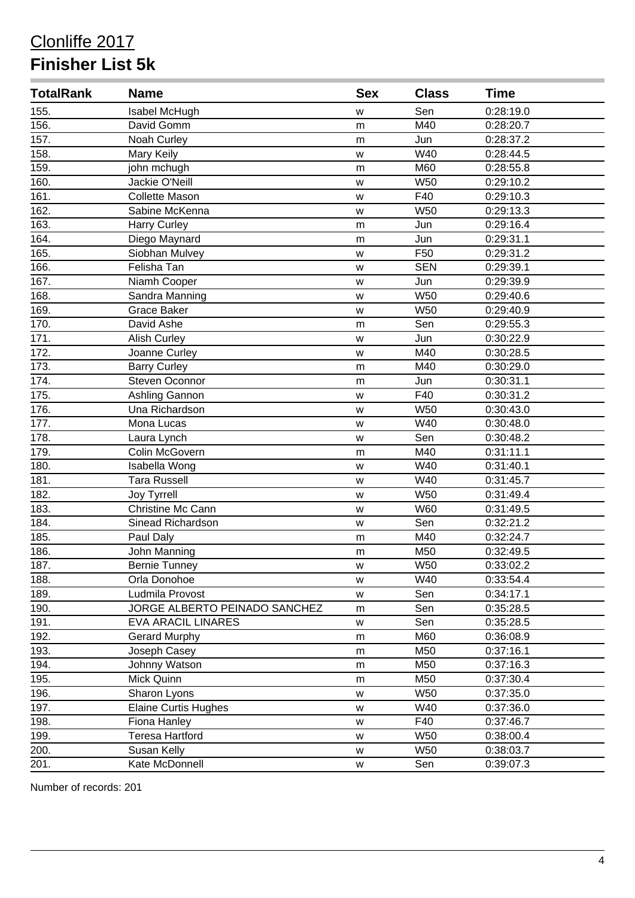# Clonliffe 2017

## Finisher List 5k

| TotalRank | Name | Sex | Class | Time |
|---|---|---|---|---|
| 155. | Isabel McHugh | w | Sen | 0:28:19.0 |
| 156. | David Gomm | m | M40 | 0:28:20.7 |
| 157. | Noah Curley | m | Jun | 0:28:37.2 |
| 158. | Mary Keily | w | W40 | 0:28:44.5 |
| 159. | john mchugh | m | M60 | 0:28:55.8 |
| 160. | Jackie O'Neill | w | W50 | 0:29:10.2 |
| 161. | Collette Mason | w | F40 | 0:29:10.3 |
| 162. | Sabine McKenna | w | W50 | 0:29:13.3 |
| 163. | Harry Curley | m | Jun | 0:29:16.4 |
| 164. | Diego Maynard | m | Jun | 0:29:31.1 |
| 165. | Siobhan Mulvey | w | F50 | 0:29:31.2 |
| 166. | Felisha Tan | w | SEN | 0:29:39.1 |
| 167. | Niamh Cooper | w | Jun | 0:29:39.9 |
| 168. | Sandra Manning | w | W50 | 0:29:40.6 |
| 169. | Grace Baker | w | W50 | 0:29:40.9 |
| 170. | David Ashe | m | Sen | 0:29:55.3 |
| 171. | Alish Curley | w | Jun | 0:30:22.9 |
| 172. | Joanne Curley | w | M40 | 0:30:28.5 |
| 173. | Barry Curley | m | M40 | 0:30:29.0 |
| 174. | Steven Oconnor | m | Jun | 0:30:31.1 |
| 175. | Ashling Gannon | w | F40 | 0:30:31.2 |
| 176. | Una Richardson | w | W50 | 0:30:43.0 |
| 177. | Mona Lucas | w | W40 | 0:30:48.0 |
| 178. | Laura Lynch | w | Sen | 0:30:48.2 |
| 179. | Colin McGovern | m | M40 | 0:31:11.1 |
| 180. | Isabella Wong | w | W40 | 0:31:40.1 |
| 181. | Tara Russell | w | W40 | 0:31:45.7 |
| 182. | Joy Tyrrell | w | W50 | 0:31:49.4 |
| 183. | Christine Mc Cann | w | W60 | 0:31:49.5 |
| 184. | Sinead Richardson | w | Sen | 0:32:21.2 |
| 185. | Paul Daly | m | M40 | 0:32:24.7 |
| 186. | John Manning | m | M50 | 0:32:49.5 |
| 187. | Bernie Tunney | w | W50 | 0:33:02.2 |
| 188. | Orla Donohoe | w | W40 | 0:33:54.4 |
| 189. | Ludmila Provost | w | Sen | 0:34:17.1 |
| 190. | JORGE ALBERTO PEINADO SANCHEZ | m | Sen | 0:35:28.5 |
| 191. | EVA ARACIL LINARES | w | Sen | 0:35:28.5 |
| 192. | Gerard Murphy | m | M60 | 0:36:08.9 |
| 193. | Joseph Casey | m | M50 | 0:37:16.1 |
| 194. | Johnny Watson | m | M50 | 0:37:16.3 |
| 195. | Mick Quinn | m | M50 | 0:37:30.4 |
| 196. | Sharon Lyons | w | W50 | 0:37:35.0 |
| 197. | Elaine Curtis Hughes | w | W40 | 0:37:36.0 |
| 198. | Fiona Hanley | w | F40 | 0:37:46.7 |
| 199. | Teresa Hartford | w | W50 | 0:38:00.4 |
| 200. | Susan Kelly | w | W50 | 0:38:03.7 |
| 201. | Kate McDonnell | w | Sen | 0:39:07.3 |

Number of records: 201